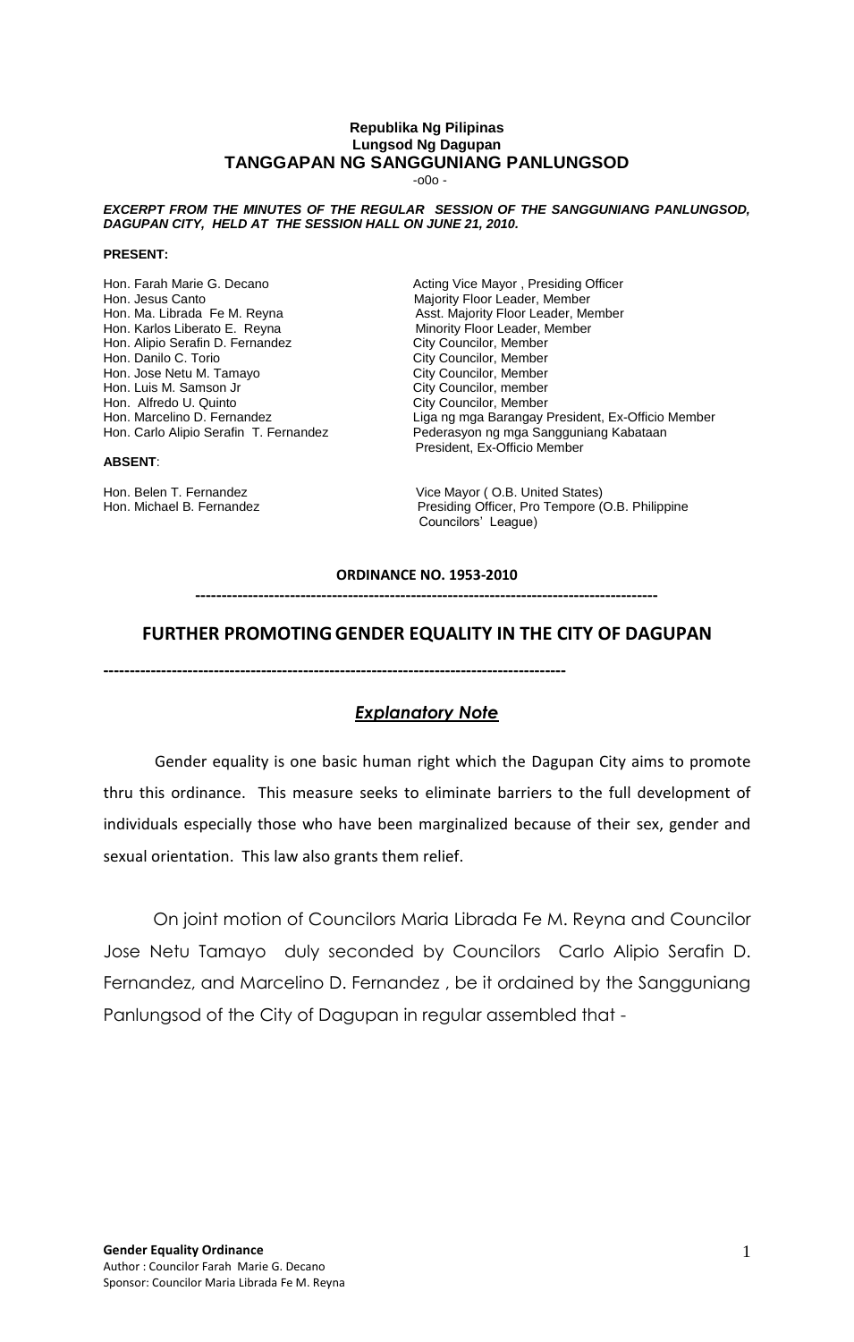**Republika Ng Pilipinas**
**Lungsod Ng Dagupan**
**TANGGAPAN NG SANGGUNIANG PANLUNGSOD**

-o0o -

***EXCERPT FROM THE MINUTES OF THE REGULAR SESSION OF THE SANGGUNIANG PANLUNGSOD, DAGUPAN CITY, HELD AT THE SESSION HALL ON JUNE 21, 2010.***

**PRESENT:**

| | |
|---|---|
| Hon. Farah Marie G. Decano | Acting Vice Mayor , Presiding Officer |
| Hon. Jesus Canto | Majority Floor Leader, Member |
| Hon. Ma. Librada Fe M. Reyna | Asst. Majority Floor Leader, Member |
| Hon. Karlos Liberato E. Reyna | Minority Floor Leader, Member |
| Hon. Alipio Serafin D. Fernandez | City Councilor, Member |
| Hon. Danilo C. Torio | City Councilor, Member |
| Hon. Jose Netu M. Tamayo | City Councilor, Member |
| Hon. Luis M. Samson Jr | City Councilor, member |
| Hon. Alfredo U. Quinto | City Councilor, Member |
| Hon. Marcelino D. Fernandez | Liga ng mga Barangay President, Ex-Officio Member |
| Hon. Carlo Alipio Serafin T. Fernandez | Pederasyon ng mga Sangguniang Kabataan President, Ex-Officio Member |

**ABSENT**:

| | |
|---|---|
| Hon. Belen T. Fernandez | Vice Mayor ( O.B. United States) |
| Hon. Michael B. Fernandez | Presiding Officer, Pro Tempore (O.B. Philippine Councilors' League) |

**ORDINANCE NO. 1953-2010**

---

## FURTHER PROMOTING GENDER EQUALITY IN THE CITY OF DAGUPAN

---

### ***Explanatory Note***

Gender equality is one basic human right which the Dagupan City aims to promote thru this ordinance. This measure seeks to eliminate barriers to the full development of individuals especially those who have been marginalized because of their sex, gender and sexual orientation. This law also grants them relief.

On joint motion of Councilors Maria Librada Fe M. Reyna and Councilor Jose Netu Tamayo duly seconded by Councilors Carlo Alipio Serafin D. Fernandez, and Marcelino D. Fernandez , be it ordained by the Sangguniang Panlungsod of the City of Dagupan in regular assembled that -

**Gender Equality Ordinance**
Author : Councilor Farah Marie G. Decano
Sponsor: Councilor Maria Librada Fe M. Reyna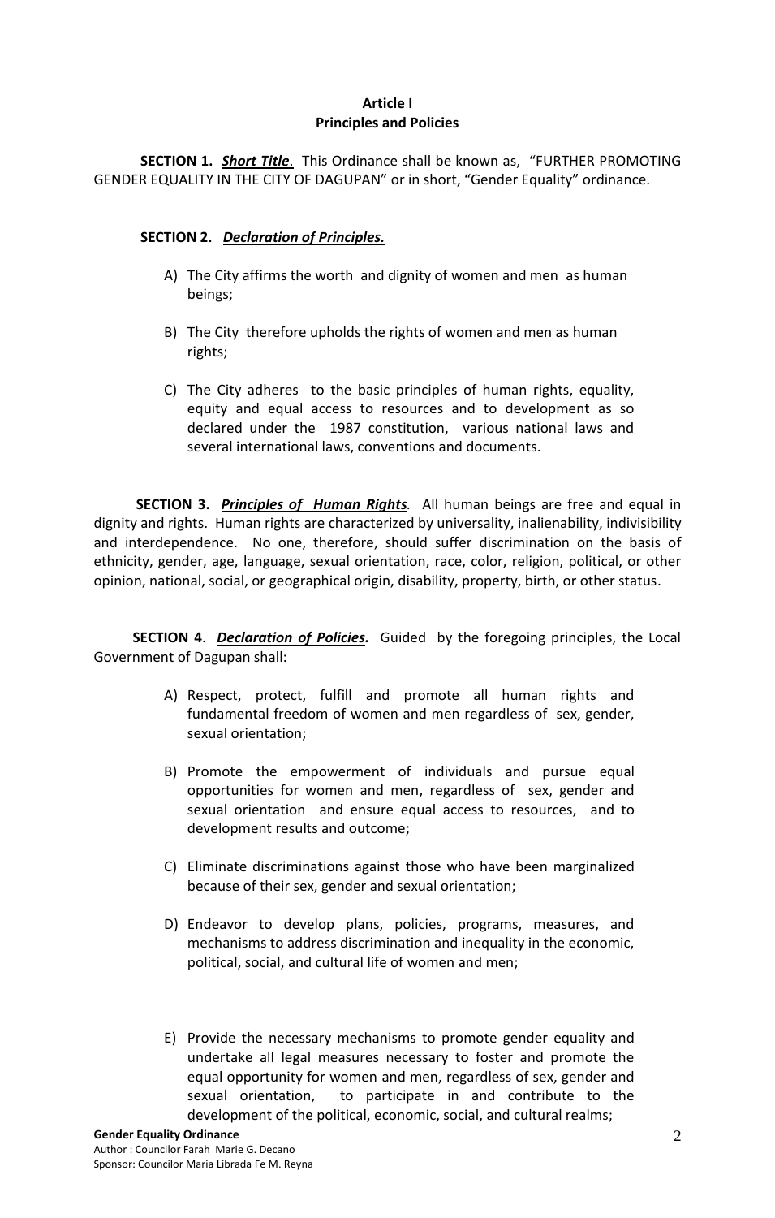## Article I
## Principles and Policies

**SECTION 1.** ***Short Title*****.** This Ordinance shall be known as, "FURTHER PROMOTING GENDER EQUALITY IN THE CITY OF DAGUPAN" or in short, "Gender Equality" ordinance.

**SECTION 2.** ***Declaration of Principles.***

A) The City affirms the worth and dignity of women and men as human beings;

B) The City therefore upholds the rights of women and men as human rights;

C) The City adheres to the basic principles of human rights, equality, equity and equal access to resources and to development as so declared under the 1987 constitution, various national laws and several international laws, conventions and documents.

**SECTION 3.** ***Principles of Human Rights*****.** All human beings are free and equal in dignity and rights. Human rights are characterized by universality, inalienability, indivisibility and interdependence. No one, therefore, should suffer discrimination on the basis of ethnicity, gender, age, language, sexual orientation, race, color, religion, political, or other opinion, national, social, or geographical origin, disability, property, birth, or other status.

**SECTION 4.** ***Declaration of Policies.*** Guided by the foregoing principles, the Local Government of Dagupan shall:

A) Respect, protect, fulfill and promote all human rights and fundamental freedom of women and men regardless of sex, gender, sexual orientation;

B) Promote the empowerment of individuals and pursue equal opportunities for women and men, regardless of sex, gender and sexual orientation and ensure equal access to resources, and to development results and outcome;

C) Eliminate discriminations against those who have been marginalized because of their sex, gender and sexual orientation;

D) Endeavor to develop plans, policies, programs, measures, and mechanisms to address discrimination and inequality in the economic, political, social, and cultural life of women and men;

E) Provide the necessary mechanisms to promote gender equality and undertake all legal measures necessary to foster and promote the equal opportunity for women and men, regardless of sex, gender and sexual orientation, to participate in and contribute to the development of the political, economic, social, and cultural realms;

**Gender Equality Ordinance**
Author : Councilor Farah Marie G. Decano
Sponsor: Councilor Maria Librada Fe M. Reyna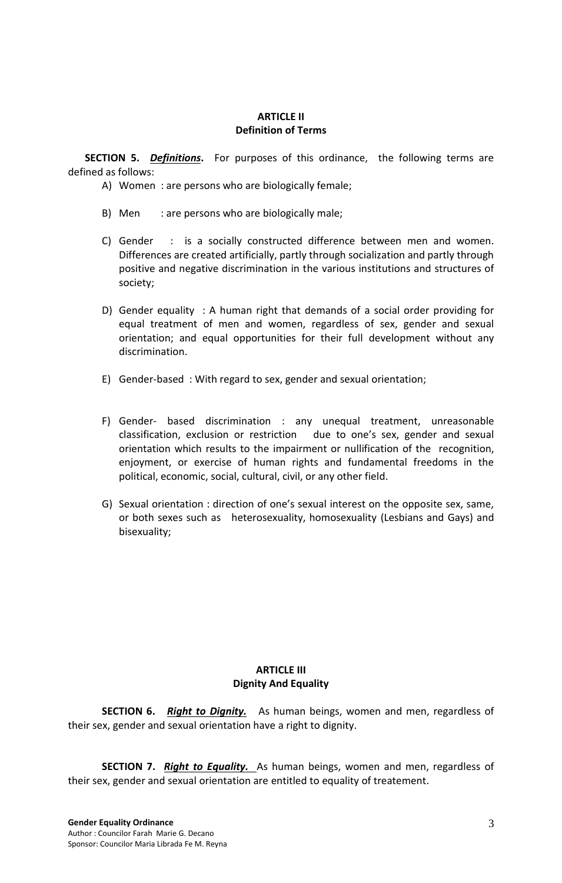## ARTICLE II
## Definition of Terms

**SECTION 5.** ***Definitions*.** For purposes of this ordinance, the following terms are defined as follows:

A) Women : are persons who are biologically female;

B) Men : are persons who are biologically male;

C) Gender : is a socially constructed difference between men and women. Differences are created artificially, partly through socialization and partly through positive and negative discrimination in the various institutions and structures of society;

D) Gender equality : A human right that demands of a social order providing for equal treatment of men and women, regardless of sex, gender and sexual orientation; and equal opportunities for their full development without any discrimination.

E) Gender-based : With regard to sex, gender and sexual orientation;

F) Gender- based discrimination : any unequal treatment, unreasonable classification, exclusion or restriction due to one's sex, gender and sexual orientation which results to the impairment or nullification of the recognition, enjoyment, or exercise of human rights and fundamental freedoms in the political, economic, social, cultural, civil, or any other field.

G) Sexual orientation : direction of one's sexual interest on the opposite sex, same, or both sexes such as heterosexuality, homosexuality (Lesbians and Gays) and bisexuality;

## ARTICLE III
## Dignity And Equality

**SECTION 6.** ***Right to Dignity.*** As human beings, women and men, regardless of their sex, gender and sexual orientation have a right to dignity.

**SECTION 7.** ***Right to Equality.*** As human beings, women and men, regardless of their sex, gender and sexual orientation are entitled to equality of treatement.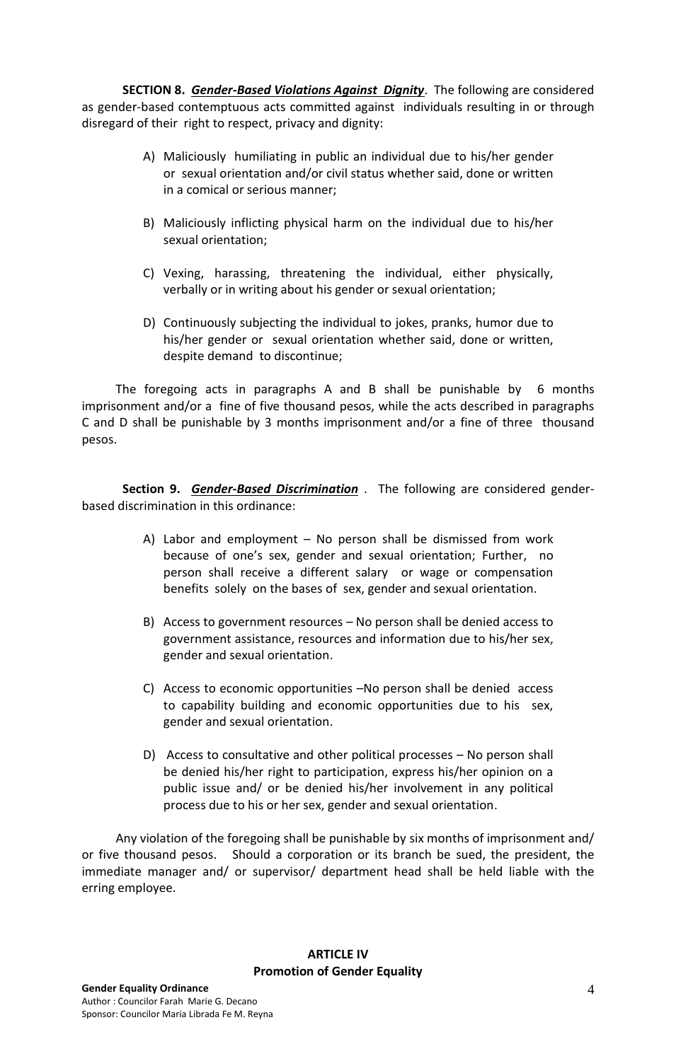**SECTION 8.** ***Gender-Based Violations Against Dignity***. The following are considered as gender-based contemptuous acts committed against individuals resulting in or through disregard of their right to respect, privacy and dignity:

A) Maliciously humiliating in public an individual due to his/her gender or sexual orientation and/or civil status whether said, done or written in a comical or serious manner;

B) Maliciously inflicting physical harm on the individual due to his/her sexual orientation;

C) Vexing, harassing, threatening the individual, either physically, verbally or in writing about his gender or sexual orientation;

D) Continuously subjecting the individual to jokes, pranks, humor due to his/her gender or sexual orientation whether said, done or written, despite demand to discontinue;

The foregoing acts in paragraphs A and B shall be punishable by 6 months imprisonment and/or a fine of five thousand pesos, while the acts described in paragraphs C and D shall be punishable by 3 months imprisonment and/or a fine of three thousand pesos.

**Section 9.** ***Gender-Based Discrimination*** . The following are considered gender-based discrimination in this ordinance:

A) Labor and employment – No person shall be dismissed from work because of one's sex, gender and sexual orientation; Further, no person shall receive a different salary or wage or compensation benefits solely on the bases of sex, gender and sexual orientation.

B) Access to government resources – No person shall be denied access to government assistance, resources and information due to his/her sex, gender and sexual orientation.

C) Access to economic opportunities –No person shall be denied access to capability building and economic opportunities due to his sex, gender and sexual orientation.

D) Access to consultative and other political processes – No person shall be denied his/her right to participation, express his/her opinion on a public issue and/ or be denied his/her involvement in any political process due to his or her sex, gender and sexual orientation.

Any violation of the foregoing shall be punishable by six months of imprisonment and/ or five thousand pesos. Should a corporation or its branch be sued, the president, the immediate manager and/ or supervisor/ department head shall be held liable with the erring employee.

## ARTICLE IV
## Promotion of Gender Equality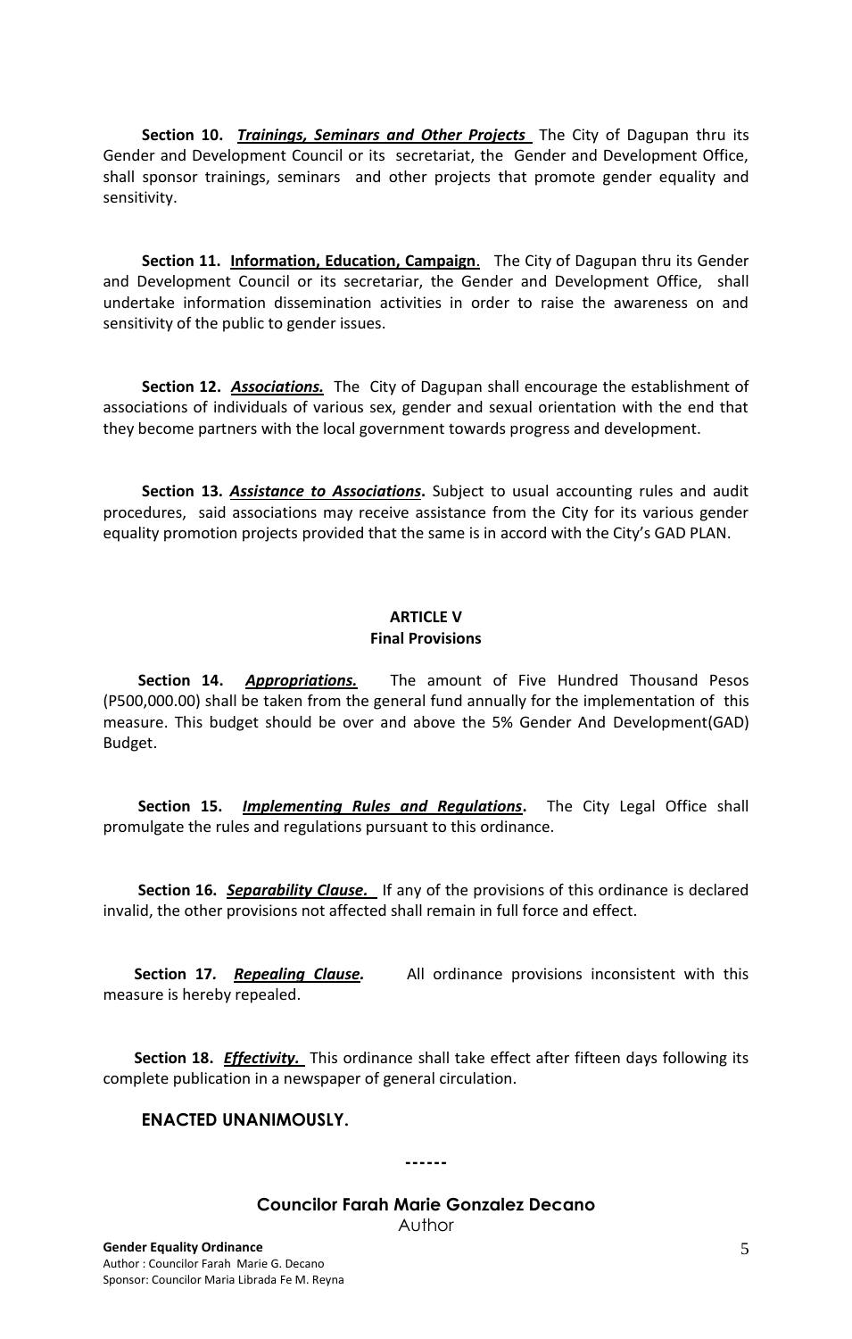**Section 10.** ***Trainings, Seminars and Other Projects*** The City of Dagupan thru its Gender and Development Council or its secretariat, the Gender and Development Office, shall sponsor trainings, seminars and other projects that promote gender equality and sensitivity.

**Section 11.** **Information, Education, Campaign**. The City of Dagupan thru its Gender and Development Council or its secretariar, the Gender and Development Office, shall undertake information dissemination activities in order to raise the awareness on and sensitivity of the public to gender issues.

**Section 12.** ***Associations.*** The City of Dagupan shall encourage the establishment of associations of individuals of various sex, gender and sexual orientation with the end that they become partners with the local government towards progress and development.

**Section 13.** ***Assistance to Associations*.** Subject to usual accounting rules and audit procedures, said associations may receive assistance from the City for its various gender equality promotion projects provided that the same is in accord with the City's GAD PLAN.

## ARTICLE V
## Final Provisions

**Section 14.** ***Appropriations.*** The amount of Five Hundred Thousand Pesos (P500,000.00) shall be taken from the general fund annually for the implementation of this measure. This budget should be over and above the 5% Gender And Development(GAD) Budget.

**Section 15.** ***Implementing Rules and Regulations*.** The City Legal Office shall promulgate the rules and regulations pursuant to this ordinance.

**Section 16.** ***Separability Clause.*** If any of the provisions of this ordinance is declared invalid, the other provisions not affected shall remain in full force and effect.

**Section 17.** ***Repealing Clause.*** All ordinance provisions inconsistent with this measure is hereby repealed.

**Section 18.** ***Effectivity.*** This ordinance shall take effect after fifteen days following its complete publication in a newspaper of general circulation.

**ENACTED UNANIMOUSLY.**

------

**Councilor Farah Marie Gonzalez Decano**
Author

**Gender Equality Ordinance**
Author : Councilor Farah Marie G. Decano
Sponsor: Councilor Maria Librada Fe M. Reyna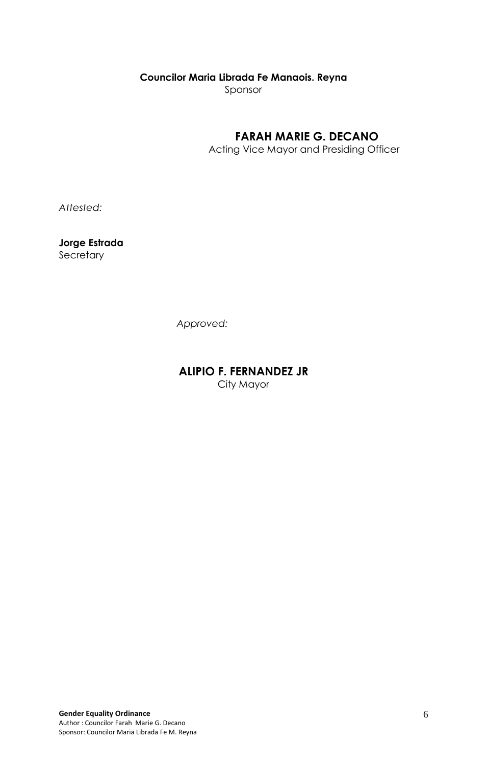**Councilor Maria Librada Fe Manaois. Reyna**
Sponsor

**FARAH MARIE G. DECANO**
Acting Vice Mayor and Presiding Officer

*Attested:*

**Jorge Estrada**
Secretary

*Approved:*

**ALIPIO F. FERNANDEZ JR**
City Mayor